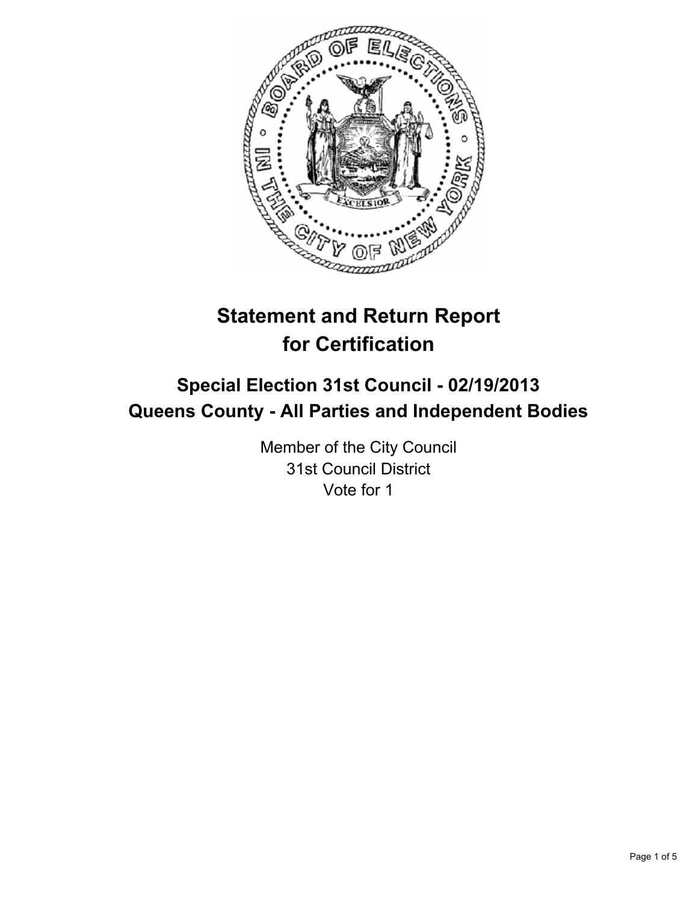# Statement and Return Report for Certification

## Special Election 31st Council - 02/19/2013
## Queens County - All Parties and Independent Bodies

Member of the City Council
31st Council District
Vote for 1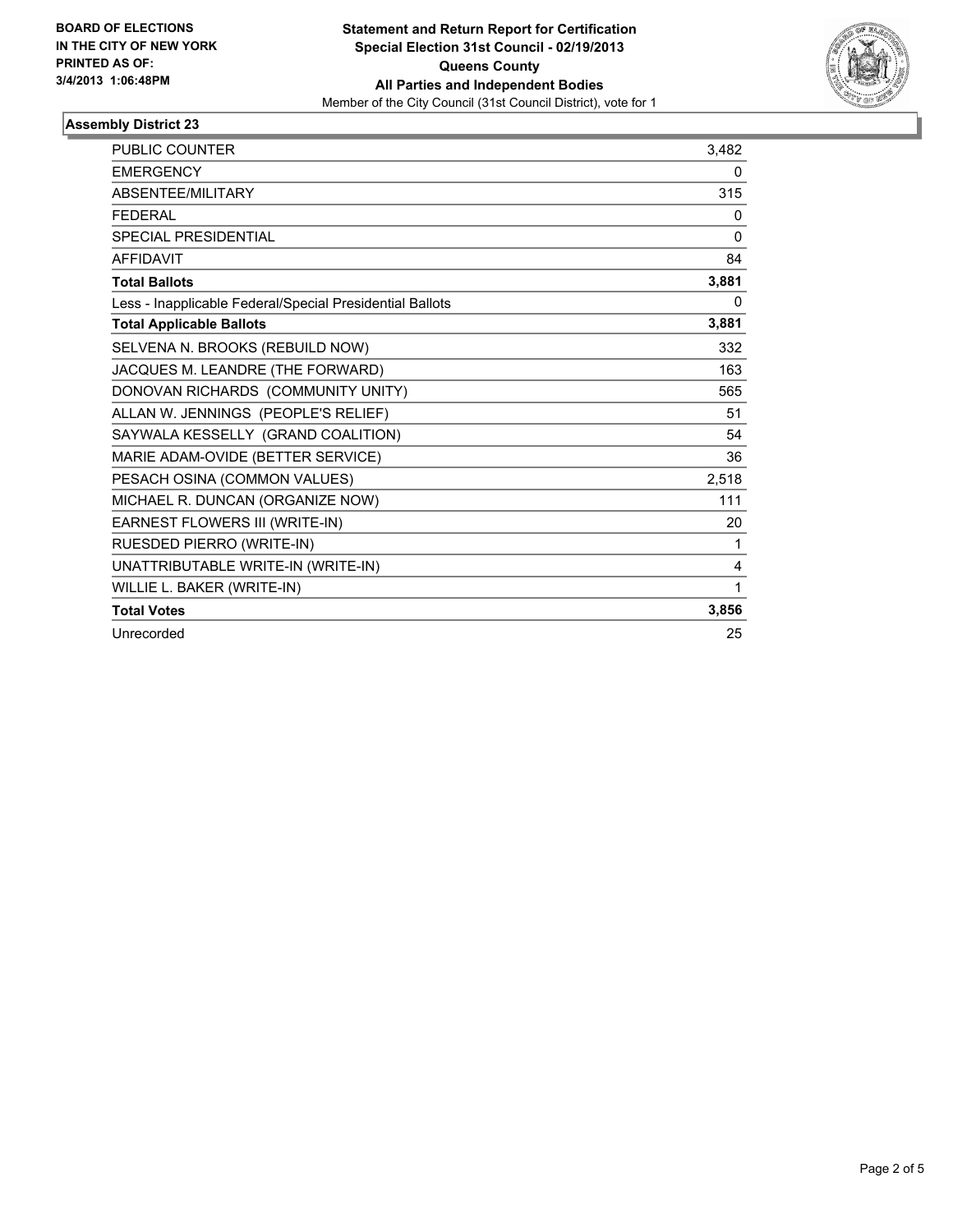**BOARD OF ELECTIONS IN THE CITY OF NEW YORK PRINTED AS OF: 3/4/2013 1:06:48PM**

**Statement and Return Report for Certification Special Election 31st Council - 02/19/2013 Queens County All Parties and Independent Bodies**

Member of the City Council (31st Council District), vote for 1

### Assembly District 23

| | |
|---|---|
| PUBLIC COUNTER | 3,482 |
| EMERGENCY | 0 |
| ABSENTEE/MILITARY | 315 |
| FEDERAL | 0 |
| SPECIAL PRESIDENTIAL | 0 |
| AFFIDAVIT | 84 |
| **Total Ballots** | **3,881** |
| Less - Inapplicable Federal/Special Presidential Ballots | 0 |
| **Total Applicable Ballots** | **3,881** |
| SELVENA N. BROOKS (REBUILD NOW) | 332 |
| JACQUES M. LEANDRE (THE FORWARD) | 163 |
| DONOVAN RICHARDS (COMMUNITY UNITY) | 565 |
| ALLAN W. JENNINGS (PEOPLE'S RELIEF) | 51 |
| SAYWALA KESSELLY (GRAND COALITION) | 54 |
| MARIE ADAM-OVIDE (BETTER SERVICE) | 36 |
| PESACH OSINA (COMMON VALUES) | 2,518 |
| MICHAEL R. DUNCAN (ORGANIZE NOW) | 111 |
| EARNEST FLOWERS III (WRITE-IN) | 20 |
| RUESDED PIERRO (WRITE-IN) | 1 |
| UNATTRIBUTABLE WRITE-IN (WRITE-IN) | 4 |
| WILLIE L. BAKER (WRITE-IN) | 1 |
| **Total Votes** | **3,856** |
| Unrecorded | 25 |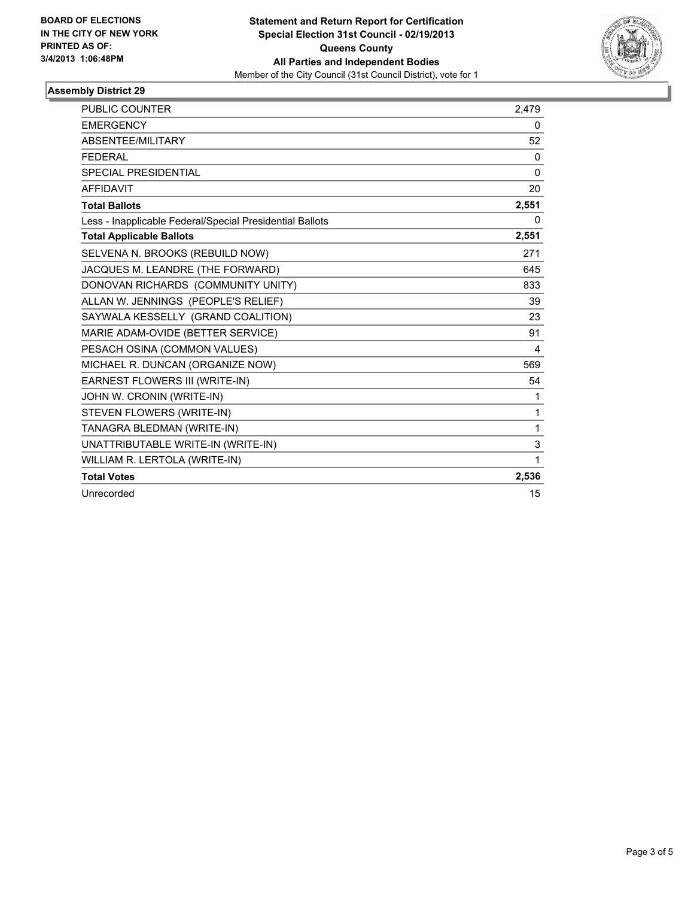**BOARD OF ELECTIONS IN THE CITY OF NEW YORK PRINTED AS OF: 3/4/2013 1:06:48PM**

**Statement and Return Report for Certification Special Election 31st Council - 02/19/2013 Queens County All Parties and Independent Bodies**

Member of the City Council (31st Council District), vote for 1

## Assembly District 29

| | |
|---|---|
| PUBLIC COUNTER | 2,479 |
| EMERGENCY | 0 |
| ABSENTEE/MILITARY | 52 |
| FEDERAL | 0 |
| SPECIAL PRESIDENTIAL | 0 |
| AFFIDAVIT | 20 |
| **Total Ballots** | **2,551** |
| Less - Inapplicable Federal/Special Presidential Ballots | 0 |
| **Total Applicable Ballots** | **2,551** |
| SELVENA N. BROOKS (REBUILD NOW) | 271 |
| JACQUES M. LEANDRE (THE FORWARD) | 645 |
| DONOVAN RICHARDS (COMMUNITY UNITY) | 833 |
| ALLAN W. JENNINGS (PEOPLE'S RELIEF) | 39 |
| SAYWALA KESSELLY (GRAND COALITION) | 23 |
| MARIE ADAM-OVIDE (BETTER SERVICE) | 91 |
| PESACH OSINA (COMMON VALUES) | 4 |
| MICHAEL R. DUNCAN (ORGANIZE NOW) | 569 |
| EARNEST FLOWERS III (WRITE-IN) | 54 |
| JOHN W. CRONIN (WRITE-IN) | 1 |
| STEVEN FLOWERS (WRITE-IN) | 1 |
| TANAGRA BLEDMAN (WRITE-IN) | 1 |
| UNATTRIBUTABLE WRITE-IN (WRITE-IN) | 3 |
| WILLIAM R. LERTOLA (WRITE-IN) | 1 |
| **Total Votes** | **2,536** |
| Unrecorded | 15 |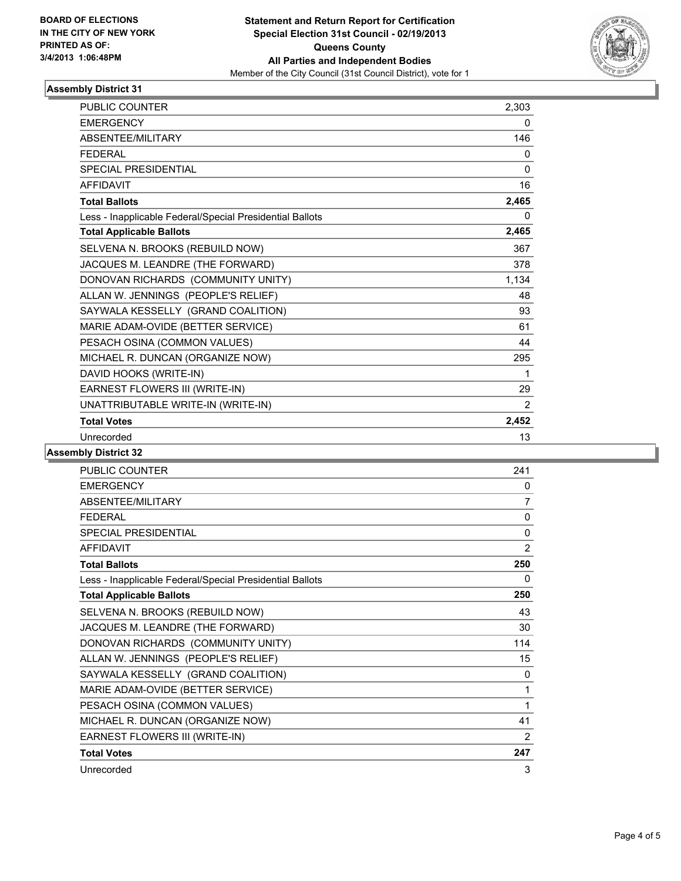BOARD OF ELECTIONS
IN THE CITY OF NEW YORK
PRINTED AS OF:
3/4/2013 1:06:48PM

**Statement and Return Report for Certification**
**Special Election 31st Council - 02/19/2013**
**Queens County**
**All Parties and Independent Bodies**
Member of the City Council (31st Council District), vote for 1

### Assembly District 31

| | |
|---|---|
| PUBLIC COUNTER | 2,303 |
| EMERGENCY | 0 |
| ABSENTEE/MILITARY | 146 |
| FEDERAL | 0 |
| SPECIAL PRESIDENTIAL | 0 |
| AFFIDAVIT | 16 |
| **Total Ballots** | **2,465** |
| Less - Inapplicable Federal/Special Presidential Ballots | 0 |
| **Total Applicable Ballots** | **2,465** |
| SELVENA N. BROOKS (REBUILD NOW) | 367 |
| JACQUES M. LEANDRE (THE FORWARD) | 378 |
| DONOVAN RICHARDS (COMMUNITY UNITY) | 1,134 |
| ALLAN W. JENNINGS (PEOPLE'S RELIEF) | 48 |
| SAYWALA KESSELLY (GRAND COALITION) | 93 |
| MARIE ADAM-OVIDE (BETTER SERVICE) | 61 |
| PESACH OSINA (COMMON VALUES) | 44 |
| MICHAEL R. DUNCAN (ORGANIZE NOW) | 295 |
| DAVID HOOKS (WRITE-IN) | 1 |
| EARNEST FLOWERS III (WRITE-IN) | 29 |
| UNATTRIBUTABLE WRITE-IN (WRITE-IN) | 2 |
| **Total Votes** | **2,452** |
| Unrecorded | 13 |

### Assembly District 32

| | |
|---|---|
| PUBLIC COUNTER | 241 |
| EMERGENCY | 0 |
| ABSENTEE/MILITARY | 7 |
| FEDERAL | 0 |
| SPECIAL PRESIDENTIAL | 0 |
| AFFIDAVIT | 2 |
| **Total Ballots** | **250** |
| Less - Inapplicable Federal/Special Presidential Ballots | 0 |
| **Total Applicable Ballots** | **250** |
| SELVENA N. BROOKS (REBUILD NOW) | 43 |
| JACQUES M. LEANDRE (THE FORWARD) | 30 |
| DONOVAN RICHARDS (COMMUNITY UNITY) | 114 |
| ALLAN W. JENNINGS (PEOPLE'S RELIEF) | 15 |
| SAYWALA KESSELLY (GRAND COALITION) | 0 |
| MARIE ADAM-OVIDE (BETTER SERVICE) | 1 |
| PESACH OSINA (COMMON VALUES) | 1 |
| MICHAEL R. DUNCAN (ORGANIZE NOW) | 41 |
| EARNEST FLOWERS III (WRITE-IN) | 2 |
| **Total Votes** | **247** |
| Unrecorded | 3 |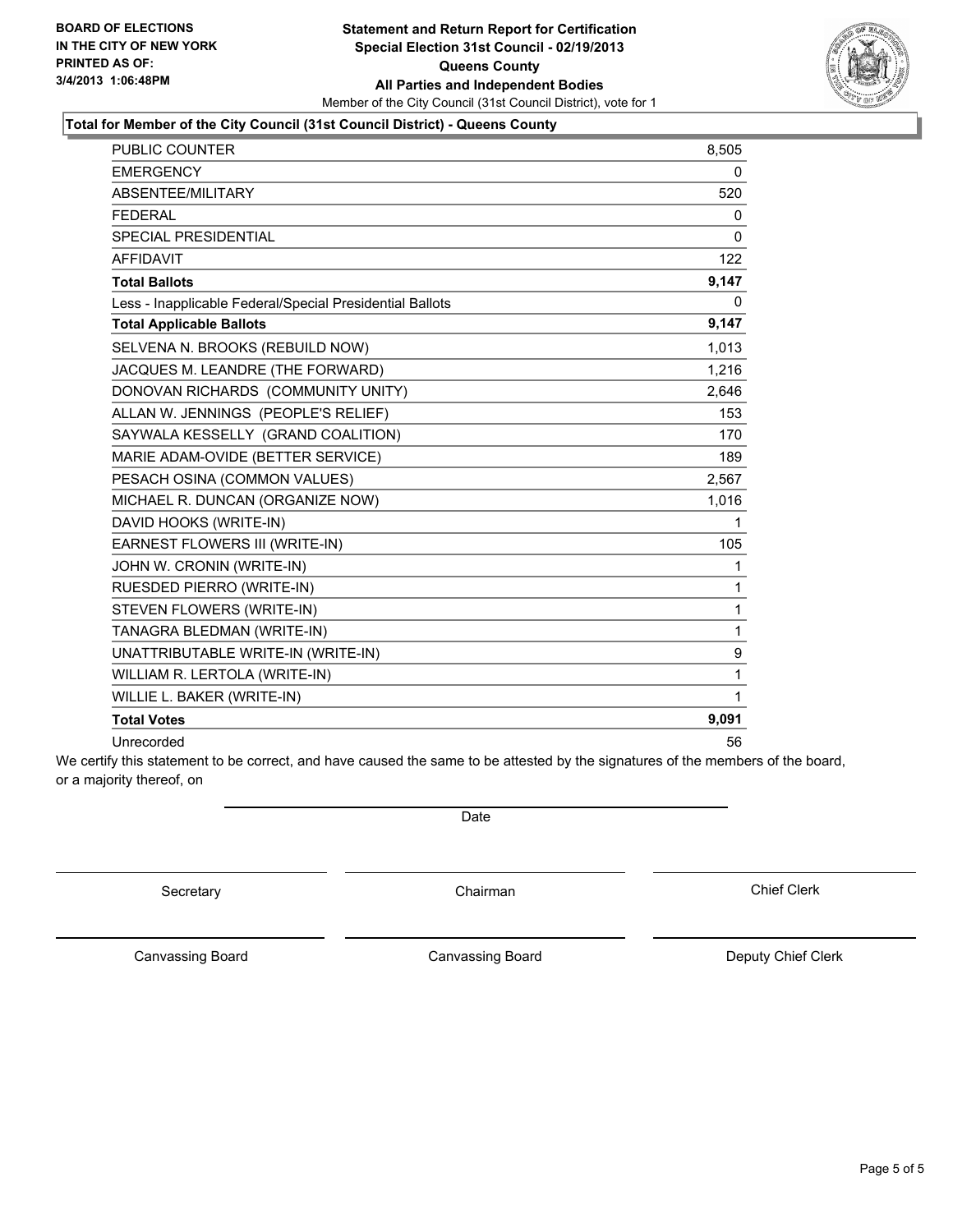**BOARD OF ELECTIONS IN THE CITY OF NEW YORK PRINTED AS OF: 3/4/2013 1:06:48PM**

**Statement and Return Report for Certification**
**Special Election 31st Council - 02/19/2013**
**Queens County**
**All Parties and Independent Bodies**
Member of the City Council (31st Council District), vote for 1

**Total for Member of the City Council (31st Council District) - Queens County**

| | |
|---|---|
| PUBLIC COUNTER | 8,505 |
| EMERGENCY | 0 |
| ABSENTEE/MILITARY | 520 |
| FEDERAL | 0 |
| SPECIAL PRESIDENTIAL | 0 |
| AFFIDAVIT | 122 |
| **Total Ballots** | **9,147** |
| Less - Inapplicable Federal/Special Presidential Ballots | 0 |
| **Total Applicable Ballots** | **9,147** |
| SELVENA N. BROOKS (REBUILD NOW) | 1,013 |
| JACQUES M. LEANDRE (THE FORWARD) | 1,216 |
| DONOVAN RICHARDS (COMMUNITY UNITY) | 2,646 |
| ALLAN W. JENNINGS (PEOPLE'S RELIEF) | 153 |
| SAYWALA KESSELLY (GRAND COALITION) | 170 |
| MARIE ADAM-OVIDE (BETTER SERVICE) | 189 |
| PESACH OSINA (COMMON VALUES) | 2,567 |
| MICHAEL R. DUNCAN (ORGANIZE NOW) | 1,016 |
| DAVID HOOKS (WRITE-IN) | 1 |
| EARNEST FLOWERS III (WRITE-IN) | 105 |
| JOHN W. CRONIN (WRITE-IN) | 1 |
| RUESDED PIERRO (WRITE-IN) | 1 |
| STEVEN FLOWERS (WRITE-IN) | 1 |
| TANAGRA BLEDMAN (WRITE-IN) | 1 |
| UNATTRIBUTABLE WRITE-IN (WRITE-IN) | 9 |
| WILLIAM R. LERTOLA (WRITE-IN) | 1 |
| WILLIE L. BAKER (WRITE-IN) | 1 |
| **Total Votes** | **9,091** |
| Unrecorded | 56 |

We certify this statement to be correct, and have caused the same to be attested by the signatures of the members of the board, or a majority thereof, on

Date

| | | |
|---|---|---|
| Secretary | Chairman | Chief Clerk |
| Canvassing Board | Canvassing Board | Deputy Chief Clerk |